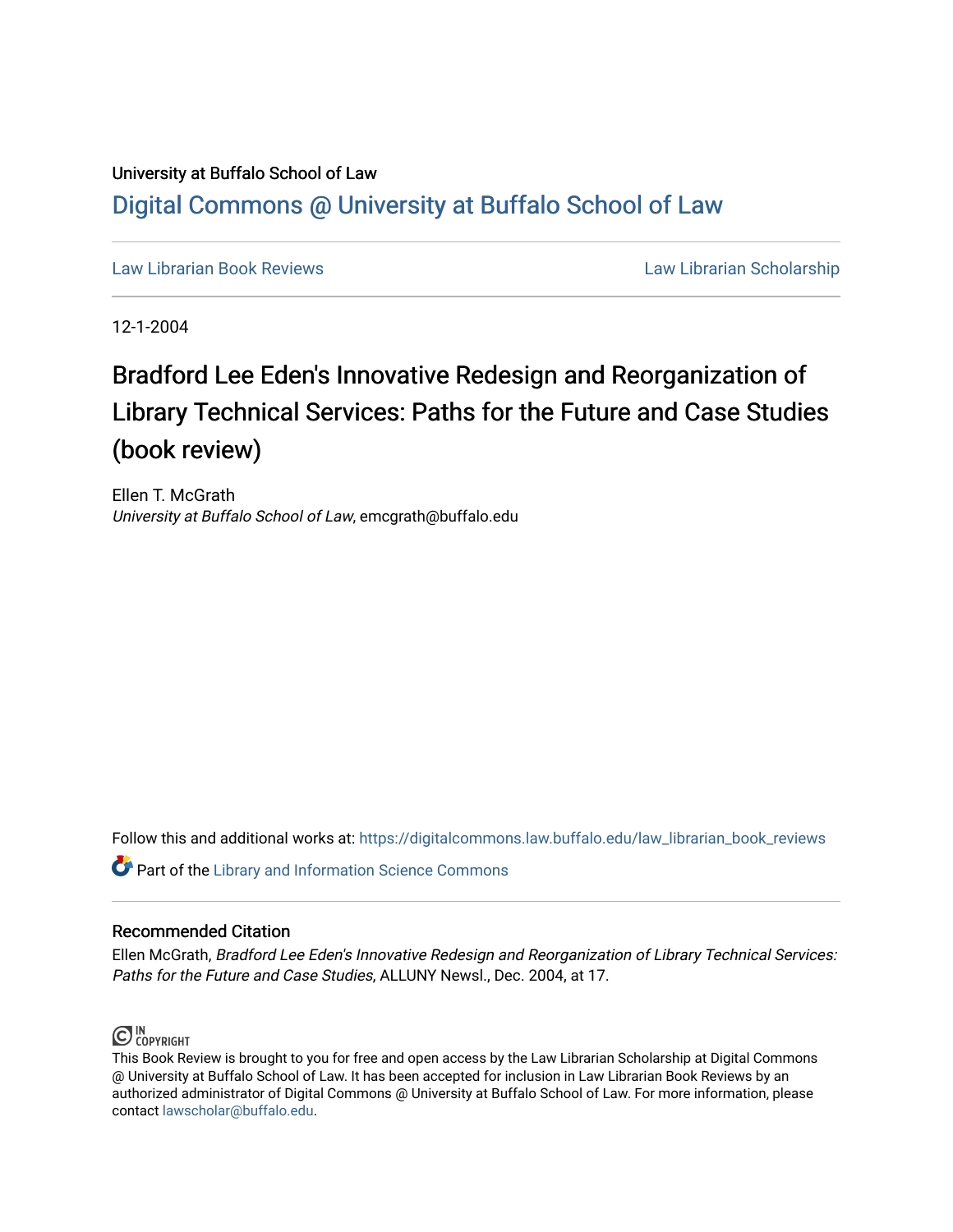University at Buffalo School of Law

# Digital Commons @ University at Buffalo School of Law

Law Librarian Book Reviews | Law Librarian Scholarship

12-1-2004

## Bradford Lee Eden's Innovative Redesign and Reorganization of Library Technical Services: Paths for the Future and Case Studies (book review)

Ellen T. McGrath
*University at Buffalo School of Law*, emcgrath@buffalo.edu

Follow this and additional works at: https://digitalcommons.law.buffalo.edu/law_librarian_book_reviews

Part of the Library and Information Science Commons

### Recommended Citation

Ellen McGrath, *Bradford Lee Eden's Innovative Redesign and Reorganization of Library Technical Services: Paths for the Future and Case Studies*, ALLUNY Newsl., Dec. 2004, at 17.

IN COPYRIGHT

This Book Review is brought to you for free and open access by the Law Librarian Scholarship at Digital Commons @ University at Buffalo School of Law. It has been accepted for inclusion in Law Librarian Book Reviews by an authorized administrator of Digital Commons @ University at Buffalo School of Law. For more information, please contact lawscholar@buffalo.edu.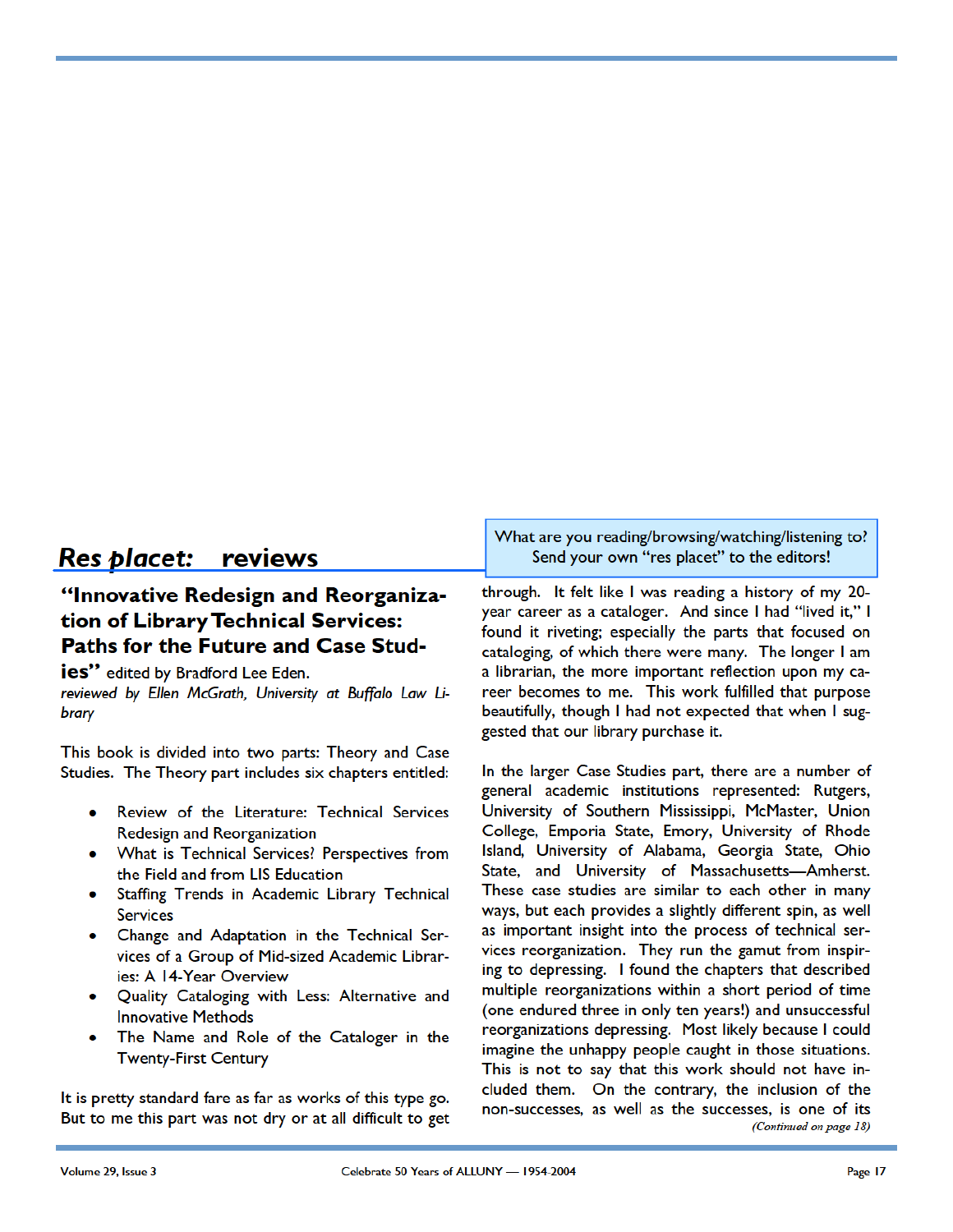## *Res placet:* reviews

> What are you reading/browsing/watching/listening to? Send your own "res placet" to the editors!

### "Innovative Redesign and Reorganization of Library Technical Services: Paths for the Future and Case Studies" edited by Bradford Lee Eden.

*reviewed by Ellen McGrath, University at Buffalo Law Library*

This book is divided into two parts: Theory and Case Studies. The Theory part includes six chapters entitled:

- Review of the Literature: Technical Services Redesign and Reorganization
- What is Technical Services? Perspectives from the Field and from LIS Education
- Staffing Trends in Academic Library Technical Services
- Change and Adaptation in the Technical Services of a Group of Mid-sized Academic Libraries: A 14-Year Overview
- Quality Cataloging with Less: Alternative and Innovative Methods
- The Name and Role of the Cataloger in the Twenty-First Century

It is pretty standard fare as far as works of this type go. But to me this part was not dry or at all difficult to get through. It felt like I was reading a history of my 20-year career as a cataloger. And since I had "lived it," I found it riveting; especially the parts that focused on cataloging, of which there were many. The longer I am a librarian, the more important reflection upon my career becomes to me. This work fulfilled that purpose beautifully, though I had not expected that when I suggested that our library purchase it.

In the larger Case Studies part, there are a number of general academic institutions represented: Rutgers, University of Southern Mississippi, McMaster, Union College, Emporia State, Emory, University of Rhode Island, University of Alabama, Georgia State, Ohio State, and University of Massachusetts—Amherst. These case studies are similar to each other in many ways, but each provides a slightly different spin, as well as important insight into the process of technical services reorganization. They run the gamut from inspiring to depressing. I found the chapters that described multiple reorganizations within a short period of time (one endured three in only ten years!) and unsuccessful reorganizations depressing. Most likely because I could imagine the unhappy people caught in those situations. This is not to say that this work should not have included them. On the contrary, the inclusion of the non-successes, as well as the successes, is one of its

*(Continued on page 18)*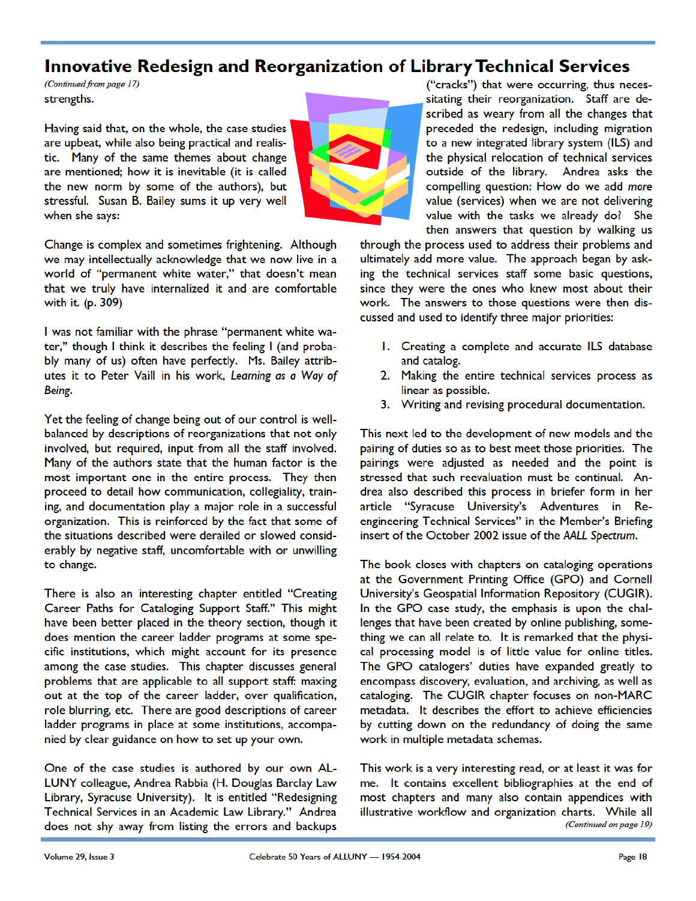# Innovative Redesign and Reorganization of Library Technical Services

*(Continued from page 17)*

strengths.

Having said that, on the whole, the case studies are upbeat, while also being practical and realistic. Many of the same themes about change are mentioned; how it is inevitable (it is called the new norm by some of the authors), but stressful. Susan B. Bailey sums it up very well when she says:

Change is complex and sometimes frightening. Although we may intellectually acknowledge that we now live in a world of "permanent white water," that doesn't mean that we truly have internalized it and are comfortable with it. (p. 309)

I was not familiar with the phrase "permanent white water," though I think it describes the feeling I (and probably many of us) often have perfectly. Ms. Bailey attributes it to Peter Vaill in his work, *Learning as a Way of Being*.

Yet the feeling of change being out of our control is well-balanced by descriptions of reorganizations that not only involved, but required, input from all the staff involved. Many of the authors state that the human factor is the most important one in the entire process. They then proceed to detail how communication, collegiality, training, and documentation play a major role in a successful organization. This is reinforced by the fact that some of the situations described were derailed or slowed considerably by negative staff, uncomfortable with or unwilling to change.

There is also an interesting chapter entitled "Creating Career Paths for Cataloging Support Staff." This might have been better placed in the theory section, though it does mention the career ladder programs at some specific institutions, which might account for its presence among the case studies. This chapter discusses general problems that are applicable to all support staff: maxing out at the top of the career ladder, over qualification, role blurring, etc. There are good descriptions of career ladder programs in place at some institutions, accompanied by clear guidance on how to set up your own.

One of the case studies is authored by our own ALLUNY colleague, Andrea Rabbia (H. Douglas Barclay Law Library, Syracuse University). It is entitled "Redesigning Technical Services in an Academic Law Library." Andrea does not shy away from listing the errors and backups ("cracks") that were occurring, thus necessitating their reorganization. Staff are described as weary from all the changes that preceded the redesign, including migration to a new integrated library system (ILS) and the physical relocation of technical services outside of the library. Andrea asks the compelling question: How do we add *more* value (services) when we are not delivering value with the tasks we already do? She then answers that question by walking us through the process used to address their problems and ultimately add more value. The approach began by asking the technical services staff some basic questions, since they were the ones who knew most about their work. The answers to those questions were then discussed and used to identify three major priorities:

1. Creating a complete and accurate ILS database and catalog.
2. Making the entire technical services process as linear as possible.
3. Writing and revising procedural documentation.

This next led to the development of new models and the pairing of duties so as to best meet those priorities. The pairings were adjusted as needed and the point is stressed that such reevaluation must be continual. Andrea also described this process in briefer form in her article "Syracuse University's Adventures in Reengineering Technical Services" in the Member's Briefing insert of the October 2002 issue of the *AALL Spectrum*.

The book closes with chapters on cataloging operations at the Government Printing Office (GPO) and Cornell University's Geospatial Information Repository (CUGIR). In the GPO case study, the emphasis is upon the challenges that have been created by online publishing, something we can all relate to. It is remarked that the physical processing model is of little value for online titles. The GPO catalogers' duties have expanded greatly to encompass discovery, evaluation, and archiving, as well as cataloging. The CUGIR chapter focuses on non-MARC metadata. It describes the effort to achieve efficiencies by cutting down on the redundancy of doing the same work in multiple metadata schemas.

This work is a very interesting read, or at least it was for me. It contains excellent bibliographies at the end of most chapters and many also contain appendices with illustrative workflow and organization charts. While all

*(Continued on page 19)*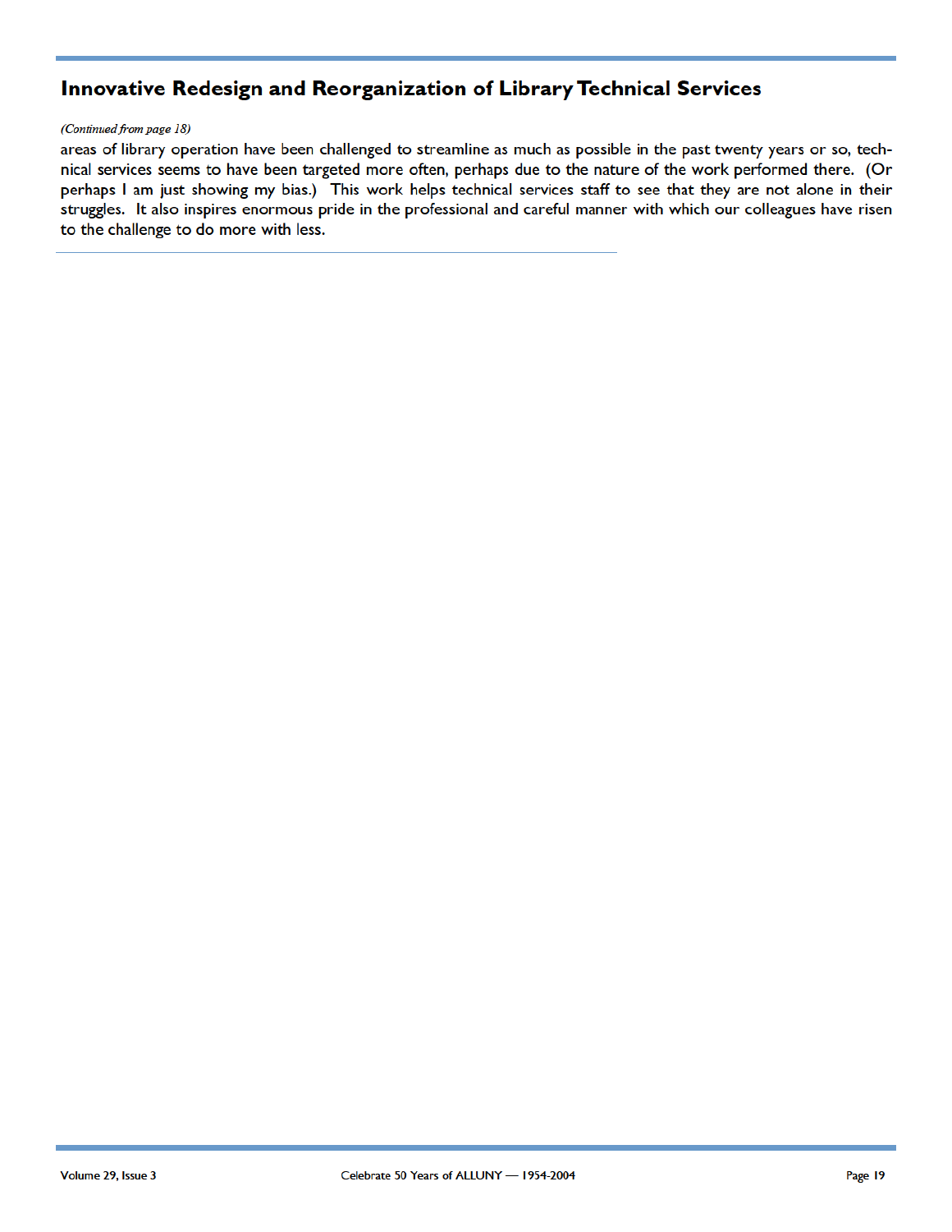## Innovative Redesign and Reorganization of Library Technical Services

*(Continued from page 18)*

areas of library operation have been challenged to streamline as much as possible in the past twenty years or so, technical services seems to have been targeted more often, perhaps due to the nature of the work performed there. (Or perhaps I am just showing my bias.) This work helps technical services staff to see that they are not alone in their struggles. It also inspires enormous pride in the professional and careful manner with which our colleagues have risen to the challenge to do more with less.